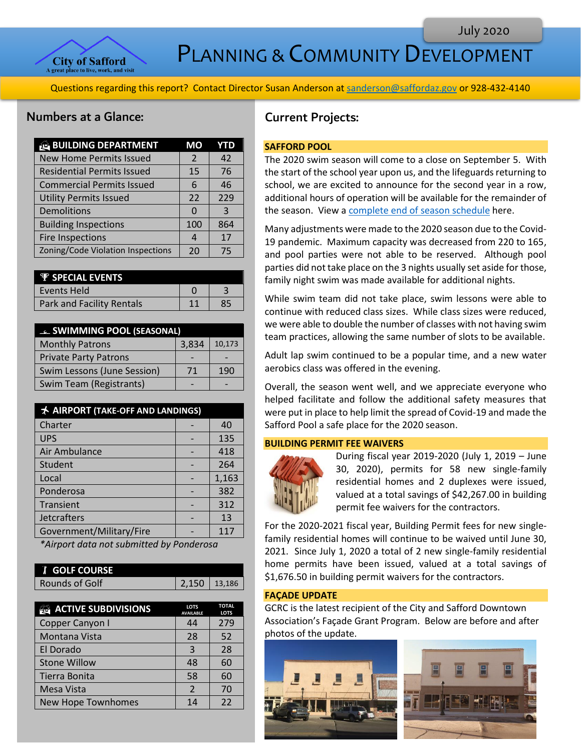# Planning & Community Development

July 2020

City of Safford
A great place to live, work, and visit

Questions regarding this report? Contact Director Susan Anderson at sanderson@saffordaz.gov or 928-432-4140

## Numbers at a Glance:

| BUILDING DEPARTMENT | MO | YTD |
|---|---|---|
| New Home Permits Issued | 2 | 42 |
| Residential Permits Issued | 15 | 76 |
| Commercial Permits Issued | 6 | 46 |
| Utility Permits Issued | 22 | 229 |
| Demolitions | 0 | 3 |
| Building Inspections | 100 | 864 |
| Fire Inspections | 4 | 17 |
| Zoning/Code Violation Inspections | 20 | 75 |

| SPECIAL EVENTS | | |
|---|---|---|
| Events Held | 0 | 3 |
| Park and Facility Rentals | 11 | 85 |

| SWIMMING POOL (SEASONAL) | | |
|---|---|---|
| Monthly Patrons | 3,834 | 10,173 |
| Private Party Patrons | - | - |
| Swim Lessons (June Session) | 71 | 190 |
| Swim Team (Registrants) | - | - |

| AIRPORT (TAKE-OFF AND LANDINGS) | | |
|---|---|---|
| Charter | - | 40 |
| UPS | - | 135 |
| Air Ambulance | - | 418 |
| Student | - | 264 |
| Local | - | 1,163 |
| Ponderosa | - | 382 |
| Transient | - | 312 |
| Jetcrafters | - | 13 |
| Government/Military/Fire | - | 117 |

*\*Airport data not submitted by Ponderosa*

| GOLF COURSE | | |
|---|---|---|
| Rounds of Golf | 2,150 | 13,186 |

| ACTIVE SUBDIVISIONS | LOTS AVAILABLE | TOTAL LOTS |
|---|---|---|
| Copper Canyon I | 44 | 279 |
| Montana Vista | 28 | 52 |
| El Dorado | 3 | 28 |
| Stone Willow | 48 | 60 |
| Tierra Bonita | 58 | 60 |
| Mesa Vista | 2 | 70 |
| New Hope Townhomes | 14 | 22 |

## Current Projects:

### SAFFORD POOL

The 2020 swim season will come to a close on September 5. With the start of the school year upon us, and the lifeguards returning to school, we are excited to announce for the second year in a row, additional hours of operation will be available for the remainder of the season. View a complete end of season schedule here.

Many adjustments were made to the 2020 season due to the Covid-19 pandemic. Maximum capacity was decreased from 220 to 165, and pool parties were not able to be reserved. Although pool parties did not take place on the 3 nights usually set aside for those, family night swim was made available for additional nights.

While swim team did not take place, swim lessons were able to continue with reduced class sizes. While class sizes were reduced, we were able to double the number of classes with not having swim team practices, allowing the same number of slots to be available.

Adult lap swim continued to be a popular time, and a new water aerobics class was offered in the evening.

Overall, the season went well, and we appreciate everyone who helped facilitate and follow the additional safety measures that were put in place to help limit the spread of Covid-19 and made the Safford Pool a safe place for the 2020 season.

### BUILDING PERMIT FEE WAIVERS

During fiscal year 2019-2020 (July 1, 2019 – June 30, 2020), permits for 58 new single-family residential homes and 2 duplexes were issued, valued at a total savings of $42,267.00 in building permit fee waivers for the contractors.

For the 2020-2021 fiscal year, Building Permit fees for new single-family residential homes will continue to be waived until June 30, 2021. Since July 1, 2020 a total of 2 new single-family residential home permits have been issued, valued at a total savings of $1,676.50 in building permit waivers for the contractors.

### FAÇADE UPDATE

GCRC is the latest recipient of the City and Safford Downtown Association's Façade Grant Program. Below are before and after photos of the update.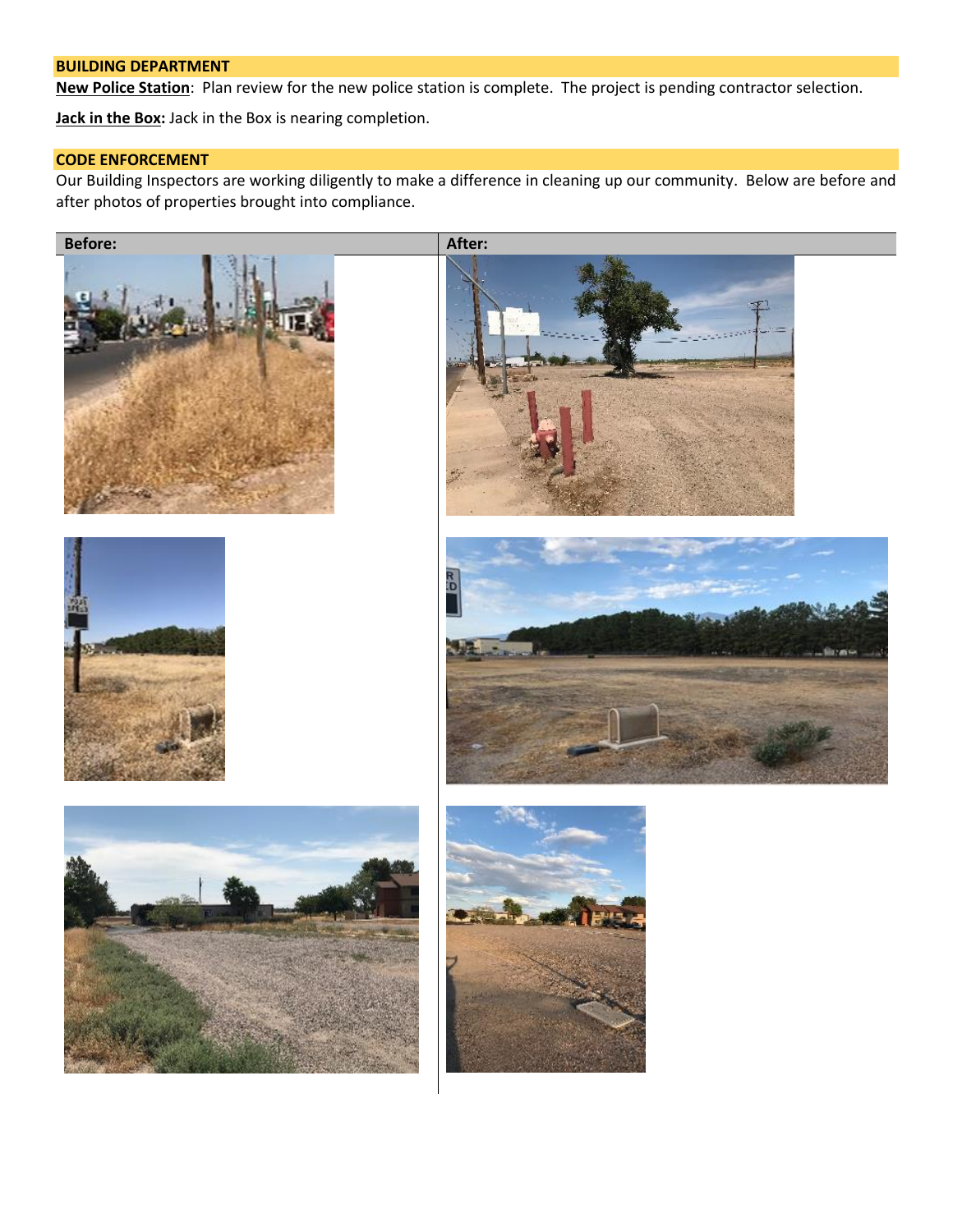## BUILDING DEPARTMENT

**New Police Station**: Plan review for the new police station is complete. The project is pending contractor selection.

**Jack in the Box:** Jack in the Box is nearing completion.

## CODE ENFORCEMENT

Our Building Inspectors are working diligently to make a difference in cleaning up our community. Below are before and after photos of properties brought into compliance.

| Before: | After: |
| --- | --- |
| | |
| | |
| | |